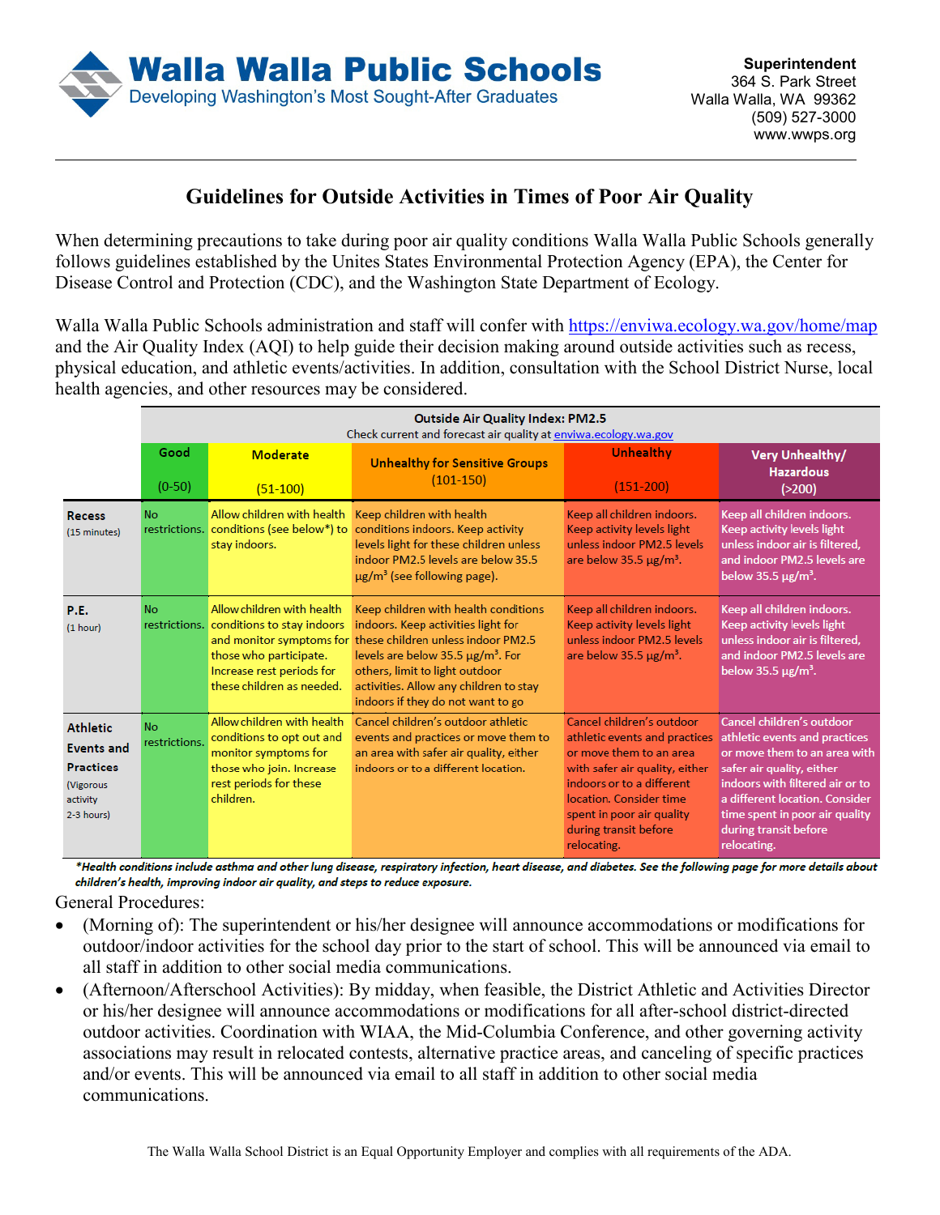# Walla Walla Public Schools

Developing Washington's Most Sought-After Graduates

**Superintendent**
364 S. Park Street
Walla Walla, WA 99362
(509) 527-3000
www.wwps.org

---

## Guidelines for Outside Activities in Times of Poor Air Quality

When determining precautions to take during poor air quality conditions Walla Walla Public Schools generally follows guidelines established by the Unites States Environmental Protection Agency (EPA), the Center for Disease Control and Protection (CDC), and the Washington State Department of Ecology.

Walla Walla Public Schools administration and staff will confer with [https://enviwa.ecology.wa.gov/home/map](https://enviwa.ecology.wa.gov/home/map) and the Air Quality Index (AQI) to help guide their decision making around outside activities such as recess, physical education, and athletic events/activities. In addition, consultation with the School District Nurse, local health agencies, and other resources may be considered.

| | **Outside Air Quality Index: PM2.5** Check current and forecast air quality at enviwa.ecology.wa.gov | | | | |
|---|---|---|---|---|---|
| | **Good** (0-50) | **Moderate** (51-100) | **Unhealthy for Sensitive Groups** (101-150) | **Unhealthy** (151-200) | **Very Unhealthy/ Hazardous** (>200) |
| **Recess** (15 minutes) | No restrictions. | Allow children with health conditions (see below*) to stay indoors. | Keep children with health conditions indoors. Keep activity levels light for these children unless indoor PM2.5 levels are below 35.5 $\mu g/m^3$ (see following page). | Keep all children indoors. Keep activity levels light unless indoor PM2.5 levels are below 35.5 $\mu g/m^3$. | Keep all children indoors. Keep activity levels light unless indoor air is filtered, and indoor PM2.5 levels are below 35.5 $\mu g/m^3$. |
| **P.E.** (1 hour) | No restrictions. | Allow children with health conditions to stay indoors and monitor symptoms for those who participate. Increase rest periods for these children as needed. | Keep children with health conditions indoors. Keep activities light for these children unless indoor PM2.5 levels are below 35.5 $\mu g/m^3$. For others, limit to light outdoor activities. Allow any children to stay indoors if they do not want to go | Keep all children indoors. Keep activity levels light unless indoor PM2.5 levels are below 35.5 $\mu g/m^3$. | Keep all children indoors. Keep activity levels light unless indoor air is filtered, and indoor PM2.5 levels are below 35.5 $\mu g/m^3$. |
| **Athletic Events and Practices** (Vigorous activity 2-3 hours) | No restrictions. | Allow children with health conditions to opt out and monitor symptoms for those who join. Increase rest periods for these children. | Cancel children's outdoor athletic events and practices or move them to an area with safer air quality, either indoors or to a different location. | Cancel children's outdoor athletic events and practices or move them to an area with safer air quality, either indoors or to a different location. Consider time spent in poor air quality during transit before relocating. | Cancel children's outdoor athletic events and practices or move them to an area with safer air quality, either indoors with filtered air or to a different location. Consider time spent in poor air quality during transit before relocating. |

***Health conditions include asthma and other lung disease, respiratory infection, heart disease, and diabetes. See the following page for more details about children's health, improving indoor air quality, and steps to reduce exposure.***

General Procedures:

- (Morning of): The superintendent or his/her designee will announce accommodations or modifications for outdoor/indoor activities for the school day prior to the start of school. This will be announced via email to all staff in addition to other social media communications.
- (Afternoon/Afterschool Activities): By midday, when feasible, the District Athletic and Activities Director or his/her designee will announce accommodations or modifications for all after-school district-directed outdoor activities. Coordination with WIAA, the Mid-Columbia Conference, and other governing activity associations may result in relocated contests, alternative practice areas, and canceling of specific practices and/or events. This will be announced via email to all staff in addition to other social media communications.

The Walla Walla School District is an Equal Opportunity Employer and complies with all requirements of the ADA.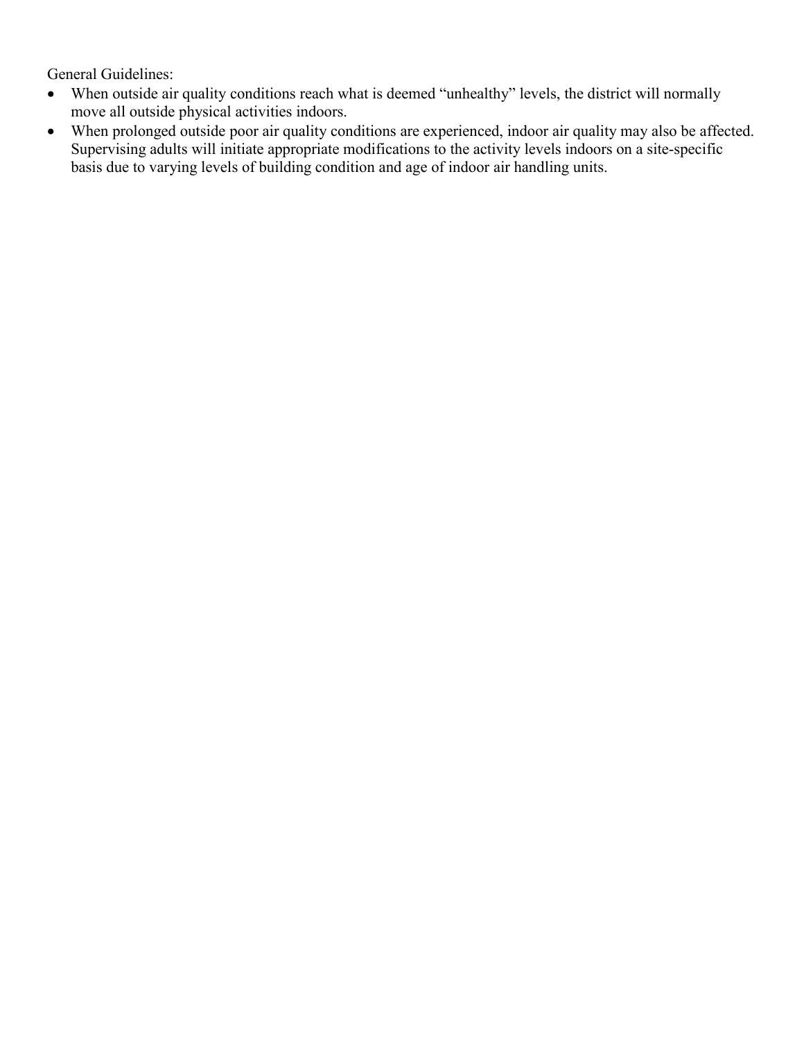General Guidelines:

- When outside air quality conditions reach what is deemed “unhealthy” levels, the district will normally move all outside physical activities indoors.
- When prolonged outside poor air quality conditions are experienced, indoor air quality may also be affected. Supervising adults will initiate appropriate modifications to the activity levels indoors on a site-specific basis due to varying levels of building condition and age of indoor air handling units.